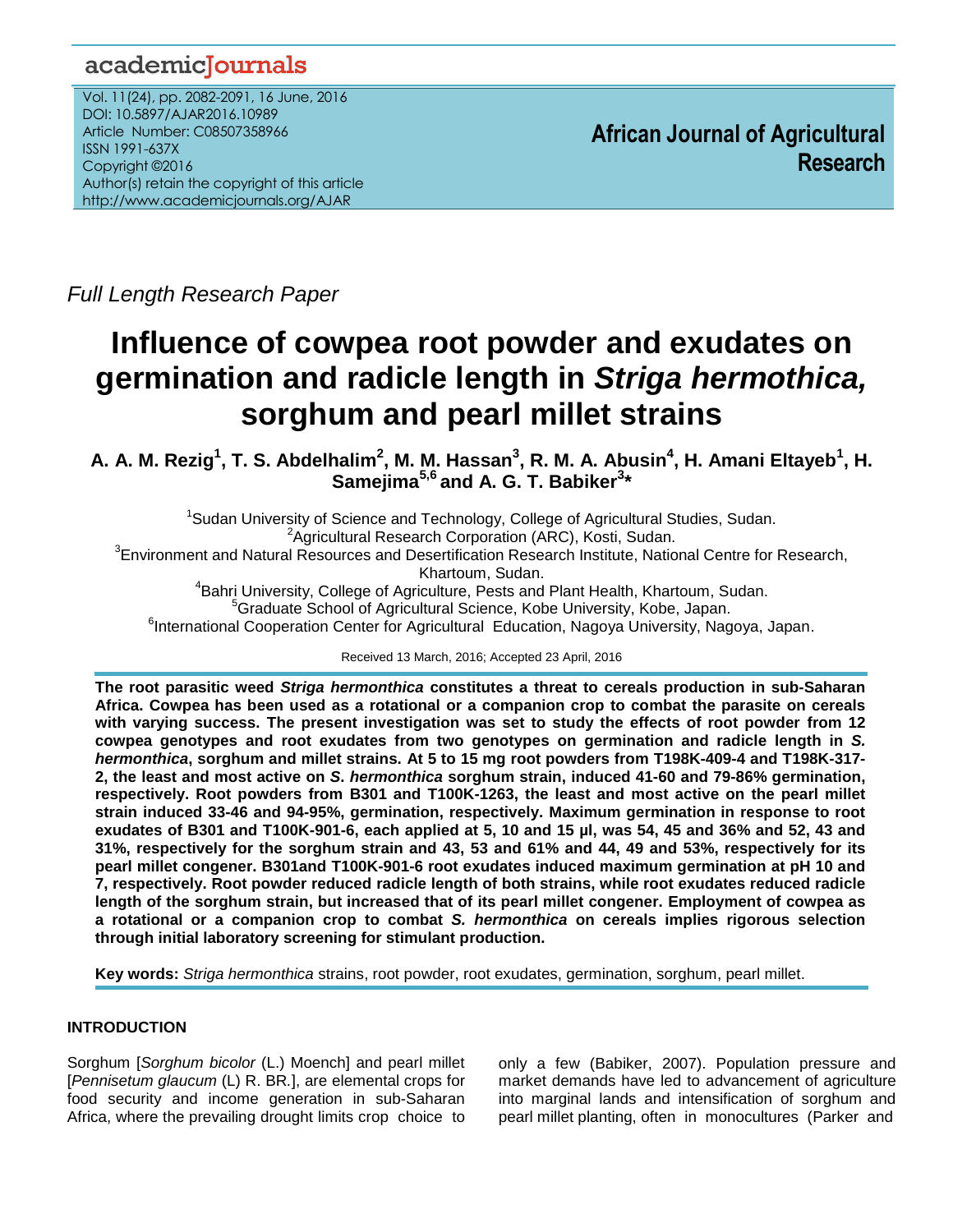Full Length Research Paper

# Influence of cowpea root powder and exudates on germination and radicle length in *Striga hermothica,* sorghum and pearl millet strains

**A. A. M. Rezig[1], T. S. Abdelhalim[2], M. M. Hassan[3], R. M. A. Abusin[4], H. Amani Eltayeb[1], H. Samejima[5,6] and A. G. T. Babiker[3]\***

[1]Sudan University of Science and Technology, College of Agricultural Studies, Sudan.
[2]Agricultural Research Corporation (ARC), Kosti, Sudan.
[3]Environment and Natural Resources and Desertification Research Institute, National Centre for Research, Khartoum, Sudan.
[4]Bahri University, College of Agriculture, Pests and Plant Health, Khartoum, Sudan.
[5]Graduate School of Agricultural Science, Kobe University, Kobe, Japan.
[6]International Cooperation Center for Agricultural Education, Nagoya University, Nagoya, Japan.

Received 13 March, 2016; Accepted 23 April, 2016

**The root parasitic weed *Striga hermonthica* constitutes a threat to cereals production in sub-Saharan Africa. Cowpea has been used as a rotational or a companion crop to combat the parasite on cereals with varying success. The present investigation was set to study the effects of root powder from 12 cowpea genotypes and root exudates from two genotypes on germination and radicle length in *S. hermonthica*, sorghum and millet strains. At 5 to 15 mg root powders from T198K-409-4 and T198K-317-2, the least and most active on *S. hermonthica* sorghum strain, induced 41-60 and 79-86% germination, respectively. Root powders from B301 and T100K-1263, the least and most active on the pearl millet strain induced 33-46 and 94-95%, germination, respectively. Maximum germination in response to root exudates of B301 and T100K-901-6, each applied at 5, 10 and 15 µl, was 54, 45 and 36% and 52, 43 and 31%, respectively for the sorghum strain and 43, 53 and 61% and 44, 49 and 53%, respectively for its pearl millet congener. B301and T100K-901-6 root exudates induced maximum germination at pH 10 and 7, respectively. Root powder reduced radicle length of both strains, while root exudates reduced radicle length of the sorghum strain, but increased that of its pearl millet congener. Employment of cowpea as a rotational or a companion crop to combat *S. hermonthica* on cereals implies rigorous selection through initial laboratory screening for stimulant production.**

**Key words:** *Striga hermonthica* strains, root powder, root exudates, germination, sorghum, pearl millet.

## INTRODUCTION

Sorghum [*Sorghum bicolor* (L.) Moench] and pearl millet [*Pennisetum glaucum* (L) R. BR.], are elemental crops for food security and income generation in sub-Saharan Africa, where the prevailing drought limits crop choice to only a few (Babiker, 2007). Population pressure and market demands have led to advancement of agriculture into marginal lands and intensification of sorghum and pearl millet planting, often in monocultures (Parker and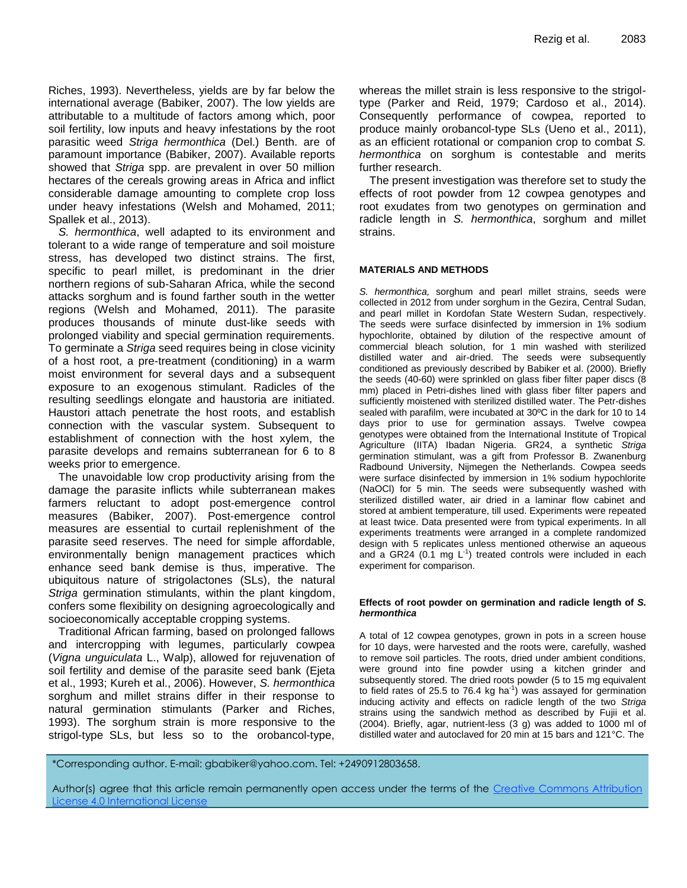Riches, 1993). Nevertheless, yields are by far below the international average (Babiker, 2007). The low yields are attributable to a multitude of factors among which, poor soil fertility, low inputs and heavy infestations by the root parasitic weed *Striga hermonthica* (Del.) Benth. are of paramount importance (Babiker, 2007). Available reports showed that *Striga* spp. are prevalent in over 50 million hectares of the cereals growing areas in Africa and inflict considerable damage amounting to complete crop loss under heavy infestations (Welsh and Mohamed, 2011; Spallek et al., 2013).

*S. hermonthica*, well adapted to its environment and tolerant to a wide range of temperature and soil moisture stress, has developed two distinct strains. The first, specific to pearl millet, is predominant in the drier northern regions of sub-Saharan Africa, while the second attacks sorghum and is found farther south in the wetter regions (Welsh and Mohamed, 2011). The parasite produces thousands of minute dust-like seeds with prolonged viability and special germination requirements. To germinate a *Striga* seed requires being in close vicinity of a host root, a pre-treatment (conditioning) in a warm moist environment for several days and a subsequent exposure to an exogenous stimulant. Radicles of the resulting seedlings elongate and haustoria are initiated. Haustori attach penetrate the host roots, and establish connection with the vascular system. Subsequent to establishment of connection with the host xylem, the parasite develops and remains subterranean for 6 to 8 weeks prior to emergence.

The unavoidable low crop productivity arising from the damage the parasite inflicts while subterranean makes farmers reluctant to adopt post-emergence control measures (Babiker, 2007). Post-emergence control measures are essential to curtail replenishment of the parasite seed reserves. The need for simple affordable, environmentally benign management practices which enhance seed bank demise is thus, imperative. The ubiquitous nature of strigolactones (SLs), the natural *Striga* germination stimulants, within the plant kingdom, confers some flexibility on designing agroecologically and socioeconomically acceptable cropping systems.

Traditional African farming, based on prolonged fallows and intercropping with legumes, particularly cowpea (*Vigna unguiculata* L., Walp), allowed for rejuvenation of soil fertility and demise of the parasite seed bank (Ejeta et al., 1993; Kureh et al., 2006). However, *S. hermonthica* sorghum and millet strains differ in their response to natural germination stimulants (Parker and Riches, 1993). The sorghum strain is more responsive to the strigol-type SLs, but less so to the orobancol-type, whereas the millet strain is less responsive to the strigol-type (Parker and Reid, 1979; Cardoso et al., 2014). Consequently performance of cowpea, reported to produce mainly orobancol-type SLs (Ueno et al., 2011), as an efficient rotational or companion crop to combat *S. hermonthica* on sorghum is contestable and merits further research.

The present investigation was therefore set to study the effects of root powder from 12 cowpea genotypes and root exudates from two genotypes on germination and radicle length in *S. hermonthica*, sorghum and millet strains.

## MATERIALS AND METHODS

*S. hermonthica,* sorghum and pearl millet strains, seeds were collected in 2012 from under sorghum in the Gezira, Central Sudan, and pearl millet in Kordofan State Western Sudan, respectively. The seeds were surface disinfected by immersion in 1% sodium hypochlorite, obtained by dilution of the respective amount of commercial bleach solution, for 1 min washed with sterilized distilled water and air-dried. The seeds were subsequently conditioned as previously described by Babiker et al. (2000). Briefly the seeds (40-60) were sprinkled on glass fiber filter paper discs (8 mm) placed in Petri-dishes lined with glass fiber filter papers and sufficiently moistened with sterilized distilled water. The Petr-dishes sealed with parafilm, were incubated at 30ºC in the dark for 10 to 14 days prior to use for germination assays. Twelve cowpea genotypes were obtained from the International Institute of Tropical Agriculture (IITA) Ibadan Nigeria. GR24, a synthetic *Striga* germination stimulant, was a gift from Professor B. Zwanenburg Radbound University, Nijmegen the Netherlands. Cowpea seeds were surface disinfected by immersion in 1% sodium hypochlorite (NaOCl) for 5 min. The seeds were subsequently washed with sterilized distilled water, air dried in a laminar flow cabinet and stored at ambient temperature, till used. Experiments were repeated at least twice. Data presented were from typical experiments. In all experiments treatments were arranged in a complete randomized design with 5 replicates unless mentioned otherwise an aqueous and a GR24 (0.1 mg $L^{-1}$) treated controls were included in each experiment for comparison.

### Effects of root powder on germination and radicle length of *S. hermonthica*

A total of 12 cowpea genotypes, grown in pots in a screen house for 10 days, were harvested and the roots were, carefully, washed to remove soil particles. The roots, dried under ambient conditions, were ground into fine powder using a kitchen grinder and subsequently stored. The dried roots powder (5 to 15 mg equivalent to field rates of 25.5 to 76.4 kg $ha^{-1}$) was assayed for germination inducing activity and effects on radicle length of the two *Striga* strains using the sandwich method as described by Fujii et al. (2004). Briefly, agar, nutrient-less (3 g) was added to 1000 ml of distilled water and autoclaved for 20 min at 15 bars and 121°C. The

*Corresponding author. E-mail: gbabiker@yahoo.com. Tel: +2490912803658.

Author(s) agree that this article remain permanently open access under the terms of the Creative Commons Attribution License 4.0 International License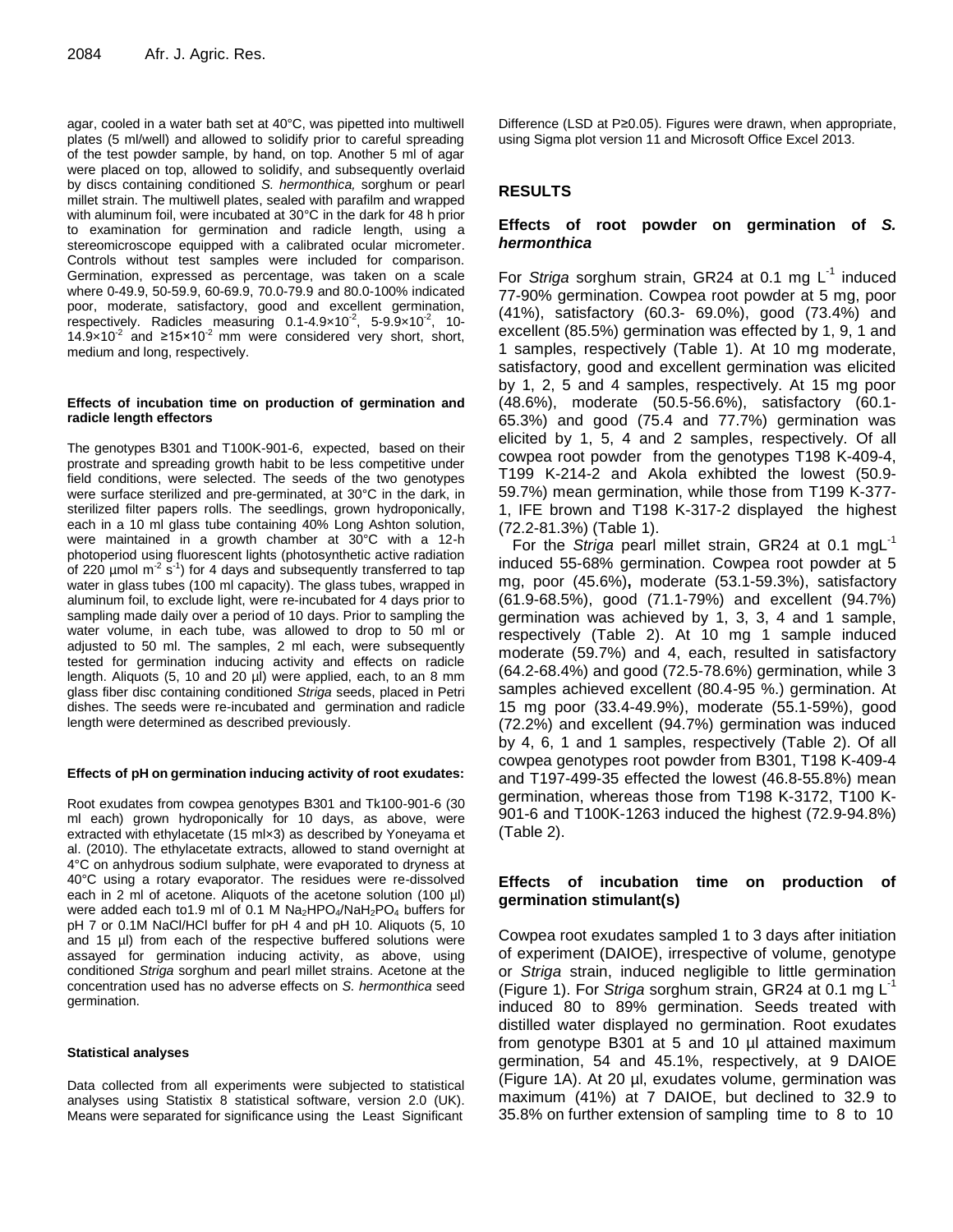agar, cooled in a water bath set at 40°C, was pipetted into multiwell plates (5 ml/well) and allowed to solidify prior to careful spreading of the test powder sample, by hand, on top. Another 5 ml of agar were placed on top, allowed to solidify, and subsequently overlaid by discs containing conditioned *S. hermonthica,* sorghum or pearl millet strain. The multiwell plates, sealed with parafilm and wrapped with aluminum foil, were incubated at 30°C in the dark for 48 h prior to examination for germination and radicle length, using a stereomicroscope equipped with a calibrated ocular micrometer. Controls without test samples were included for comparison. Germination, expressed as percentage, was taken on a scale where 0-49.9, 50-59.9, 60-69.9, 70.0-79.9 and 80.0-100% indicated poor, moderate, satisfactory, good and excellent germination, respectively. Radicles measuring $0.1\text{-}4.9\times10^{-2}$, $5\text{-}9.9\times10^{-2}$, $10\text{-}14.9\times10^{-2}$ and $\geq15\times10^{-2}$ mm were considered very short, short, medium and long, respectively.

#### Effects of incubation time on production of germination and radicle length effectors

The genotypes B301 and T100K-901-6, expected, based on their prostrate and spreading growth habit to be less competitive under field conditions, were selected. The seeds of the two genotypes were surface sterilized and pre-germinated, at 30°C in the dark, in sterilized filter papers rolls. The seedlings, grown hydroponically, each in a 10 ml glass tube containing 40% Long Ashton solution, were maintained in a growth chamber at 30°C with a 12-h photoperiod using fluorescent lights (photosynthetic active radiation of 220 µmol $m^{-2}$ $s^{-1}$) for 4 days and subsequently transferred to tap water in glass tubes (100 ml capacity). The glass tubes, wrapped in aluminum foil, to exclude light, were re-incubated for 4 days prior to sampling made daily over a period of 10 days. Prior to sampling the water volume, in each tube, was allowed to drop to 50 ml or adjusted to 50 ml. The samples, 2 ml each, were subsequently tested for germination inducing activity and effects on radicle length. Aliquots (5, 10 and 20 µl) were applied, each, to an 8 mm glass fiber disc containing conditioned *Striga* seeds, placed in Petri dishes. The seeds were re-incubated and germination and radicle length were determined as described previously.

#### Effects of pH on germination inducing activity of root exudates:

Root exudates from cowpea genotypes B301 and Tk100-901-6 (30 ml each) grown hydroponically for 10 days, as above, were extracted with ethylacetate (15 ml×3) as described by Yoneyama et al. (2010). The ethylacetate extracts, allowed to stand overnight at 4°C on anhydrous sodium sulphate, were evaporated to dryness at 40°C using a rotary evaporator. The residues were re-dissolved each in 2 ml of acetone. Aliquots of the acetone solution (100 µl) were added each to1.9 ml of 0.1 M $Na_2HPO_4/NaH_2PO_4$ buffers for pH 7 or 0.1M NaCl/HCl buffer for pH 4 and pH 10. Aliquots (5, 10 and 15 µl) from each of the respective buffered solutions were assayed for germination inducing activity, as above, using conditioned *Striga* sorghum and pearl millet strains. Acetone at the concentration used has no adverse effects on *S. hermonthica* seed germination.

#### Statistical analyses

Data collected from all experiments were subjected to statistical analyses using Statistix 8 statistical software, version 2.0 (UK). Means were separated for significance using the Least Significant Difference (LSD at P≥0.05). Figures were drawn, when appropriate, using Sigma plot version 11 and Microsoft Office Excel 2013.

## RESULTS

### Effects of root powder on germination of *S. hermonthica*

For *Striga* sorghum strain, GR24 at 0.1 mg $L^{-1}$ induced 77-90% germination. Cowpea root powder at 5 mg, poor (41%), satisfactory (60.3- 69.0%), good (73.4%) and excellent (85.5%) germination was effected by 1, 9, 1 and 1 samples, respectively (Table 1). At 10 mg moderate, satisfactory, good and excellent germination was elicited by 1, 2, 5 and 4 samples, respectively. At 15 mg poor (48.6%), moderate (50.5-56.6%), satisfactory (60.1-65.3%) and good (75.4 and 77.7%) germination was elicited by 1, 5, 4 and 2 samples, respectively. Of all cowpea root powder from the genotypes T198 K-409-4, T199 K-214-2 and Akola exhibted the lowest (50.9-59.7%) mean germination, while those from T199 K-377-1, IFE brown and T198 K-317-2 displayed the highest (72.2-81.3%) (Table 1).

For the *Striga* pearl millet strain, GR24 at 0.1 mg$L^{-1}$ induced 55-68% germination. Cowpea root powder at 5 mg, poor (45.6%)**,** moderate (53.1-59.3%), satisfactory (61.9-68.5%), good (71.1-79%) and excellent (94.7%) germination was achieved by 1, 3, 3, 4 and 1 sample, respectively (Table 2). At 10 mg 1 sample induced moderate (59.7%) and 4, each, resulted in satisfactory (64.2-68.4%) and good (72.5-78.6%) germination, while 3 samples achieved excellent (80.4-95 %.) germination. At 15 mg poor (33.4-49.9%), moderate (55.1-59%), good (72.2%) and excellent (94.7%) germination was induced by 4, 6, 1 and 1 samples, respectively (Table 2). Of all cowpea genotypes root powder from B301, T198 K-409-4 and T197-499-35 effected the lowest (46.8-55.8%) mean germination, whereas those from T198 K-3172, T100 K-901-6 and T100K-1263 induced the highest (72.9-94.8%) (Table 2).

### Effects of incubation time on production of germination stimulant(s)

Cowpea root exudates sampled 1 to 3 days after initiation of experiment (DAIOE), irrespective of volume, genotype or *Striga* strain, induced negligible to little germination (Figure 1). For *Striga* sorghum strain, GR24 at 0.1 mg $L^{-1}$ induced 80 to 89% germination. Seeds treated with distilled water displayed no germination. Root exudates from genotype B301 at 5 and 10 µl attained maximum germination, 54 and 45.1%, respectively, at 9 DAIOE (Figure 1A). At 20 µl, exudates volume, germination was maximum (41%) at 7 DAIOE, but declined to 32.9 to 35.8% on further extension of sampling time to 8 to 10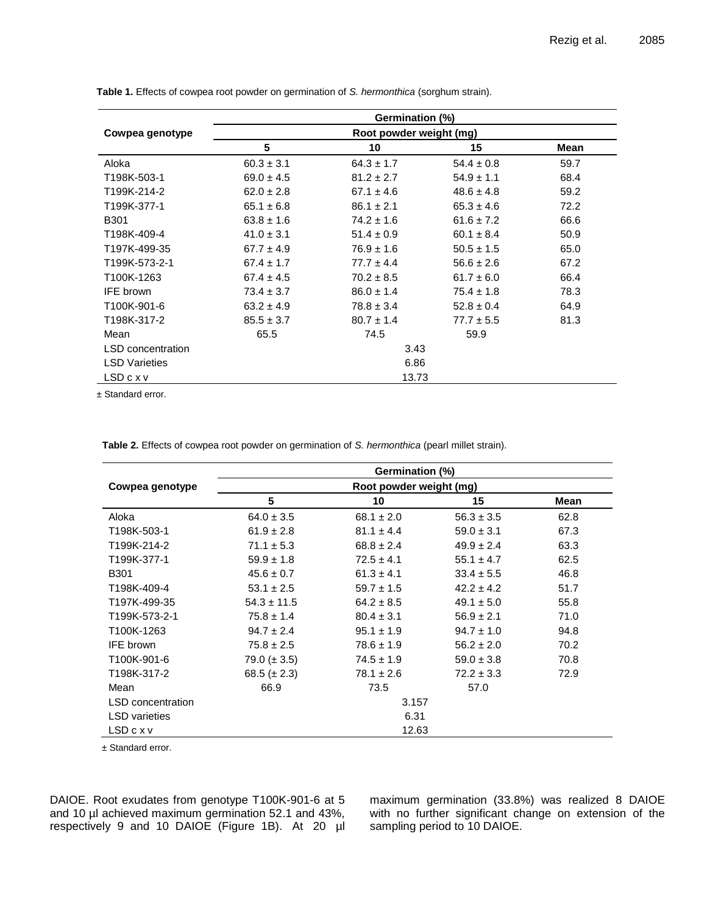**Table 1.** Effects of cowpea root powder on germination of *S. hermonthica* (sorghum strain).

| Cowpea genotype | Germination (%) | | | |
|---|---|---|---|---|
| | Root powder weight (mg) | | | |
| | 5 | 10 | 15 | Mean |
| Aloka | 60.3 ± 3.1 | 64.3 ± 1.7 | 54.4 ± 0.8 | 59.7 |
| T198K-503-1 | 69.0 ± 4.5 | 81.2 ± 2.7 | 54.9 ± 1.1 | 68.4 |
| T199K-214-2 | 62.0 ± 2.8 | 67.1 ± 4.6 | 48.6 ± 4.8 | 59.2 |
| T199K-377-1 | 65.1 ± 6.8 | 86.1 ± 2.1 | 65.3 ± 4.6 | 72.2 |
| B301 | 63.8 ± 1.6 | 74.2 ± 1.6 | 61.6 ± 7.2 | 66.6 |
| T198K-409-4 | 41.0 ± 3.1 | 51.4 ± 0.9 | 60.1 ± 8.4 | 50.9 |
| T197K-499-35 | 67.7 ± 4.9 | 76.9 ± 1.6 | 50.5 ± 1.5 | 65.0 |
| T199K-573-2-1 | 67.4 ± 1.7 | 77.7 ± 4.4 | 56.6 ± 2.6 | 67.2 |
| T100K-1263 | 67.4 ± 4.5 | 70.2 ± 8.5 | 61.7 ± 6.0 | 66.4 |
| IFE brown | 73.4 ± 3.7 | 86.0 ± 1.4 | 75.4 ± 1.8 | 78.3 |
| T100K-901-6 | 63.2 ± 4.9 | 78.8 ± 3.4 | 52.8 ± 0.4 | 64.9 |
| T198K-317-2 | 85.5 ± 3.7 | 80.7 ± 1.4 | 77.7 ± 5.5 | 81.3 |
| Mean | 65.5 | 74.5 | 59.9 | |
| LSD concentration | | 3.43 | | |
| LSD Varieties | | 6.86 | | |
| LSD c x v | | 13.73 | | |

± Standard error.

**Table 2.** Effects of cowpea root powder on germination of *S. hermonthica* (pearl millet strain).

| Cowpea genotype | Germination (%) | | | |
|---|---|---|---|---|
| | Root powder weight (mg) | | | |
| | 5 | 10 | 15 | Mean |
| Aloka | 64.0 ± 3.5 | 68.1 ± 2.0 | 56.3 ± 3.5 | 62.8 |
| T198K-503-1 | 61.9 ± 2.8 | 81.1 ± 4.4 | 59.0 ± 3.1 | 67.3 |
| T199K-214-2 | 71.1 ± 5.3 | 68.8 ± 2.4 | 49.9 ± 2.4 | 63.3 |
| T199K-377-1 | 59.9 ± 1.8 | 72.5 ± 4.1 | 55.1 ± 4.7 | 62.5 |
| B301 | 45.6 ± 0.7 | 61.3 ± 4.1 | 33.4 ± 5.5 | 46.8 |
| T198K-409-4 | 53.1 ± 2.5 | 59.7 ± 1.5 | 42.2 ± 4.2 | 51.7 |
| T197K-499-35 | 54.3 ± 11.5 | 64.2 ± 8.5 | 49.1 ± 5.0 | 55.8 |
| T199K-573-2-1 | 75.8 ± 1.4 | 80.4 ± 3.1 | 56.9 ± 2.1 | 71.0 |
| T100K-1263 | 94.7 ± 2.4 | 95.1 ± 1.9 | 94.7 ± 1.0 | 94.8 |
| IFE brown | 75.8 ± 2.5 | 78.6 ± 1.9 | 56.2 ± 2.0 | 70.2 |
| T100K-901-6 | 79.0 (± 3.5) | 74.5 ± 1.9 | 59.0 ± 3.8 | 70.8 |
| T198K-317-2 | 68.5 (± 2.3) | 78.1 ± 2.6 | 72.2 ± 3.3 | 72.9 |
| Mean | 66.9 | 73.5 | 57.0 | |
| LSD concentration | | 3.157 | | |
| LSD varieties | | 6.31 | | |
| LSD c x v | | 12.63 | | |

± Standard error.

DAIOE. Root exudates from genotype T100K-901-6 at 5 and 10 µl achieved maximum germination 52.1 and 43%, respectively 9 and 10 DAIOE (Figure 1B). At 20 µl maximum germination (33.8%) was realized 8 DAIOE with no further significant change on extension of the sampling period to 10 DAIOE.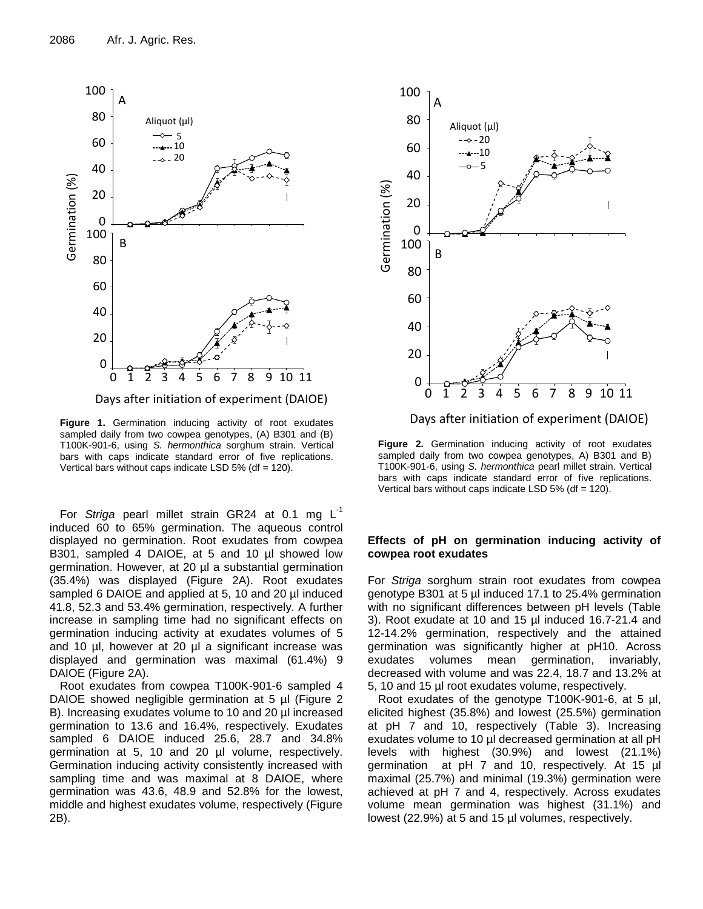Figure 1. Germination inducing activity of root exudates sampled daily from two cowpea genotypes, (A) B301 and (B) T100K-901-6, using *S. hermonthica* sorghum strain. Vertical bars with caps indicate standard error of five replications. Vertical bars without caps indicate LSD 5% (df = 120).

Figure 2. Germination inducing activity of root exudates sampled daily from two cowpea genotypes, A) B301 and B) T100K-901-6, using *S. hermonthica* pearl millet strain. Vertical bars with caps indicate standard error of five replications. Vertical bars without caps indicate LSD 5% (df = 120).

For *Striga* pearl millet strain GR24 at 0.1 mg $L^{-1}$ induced 60 to 65% germination. The aqueous control displayed no germination. Root exudates from cowpea B301, sampled 4 DAIOE, at 5 and 10 µl showed low germination. However, at 20 µl a substantial germination (35.4%) was displayed (Figure 2A). Root exudates sampled 6 DAIOE and applied at 5, 10 and 20 µl induced 41.8, 52.3 and 53.4% germination, respectively. A further increase in sampling time had no significant effects on germination inducing activity at exudates volumes of 5 and 10 µl, however at 20 µl a significant increase was displayed and germination was maximal (61.4%) 9 DAIOE (Figure 2A).

Root exudates from cowpea T100K-901-6 sampled 4 DAIOE showed negligible germination at 5 µl (Figure 2 B). Increasing exudates volume to 10 and 20 µl increased germination to 13.6 and 16.4%, respectively. Exudates sampled 6 DAIOE induced 25.6, 28.7 and 34.8% germination at 5, 10 and 20 µl volume, respectively. Germination inducing activity consistently increased with sampling time and was maximal at 8 DAIOE, where germination was 43.6, 48.9 and 52.8% for the lowest, middle and highest exudates volume, respectively (Figure 2B).

## Effects of pH on germination inducing activity of cowpea root exudates

For *Striga* sorghum strain root exudates from cowpea genotype B301 at 5 µl induced 17.1 to 25.4% germination with no significant differences between pH levels (Table 3). Root exudate at 10 and 15 µl induced 16.7-21.4 and 12-14.2% germination, respectively and the attained germination was significantly higher at pH10. Across exudates volumes mean germination, invariably, decreased with volume and was 22.4, 18.7 and 13.2% at 5, 10 and 15 µl root exudates volume, respectively.

Root exudates of the genotype T100K-901-6, at 5 µl, elicited highest (35.8%) and lowest (25.5%) germination at pH 7 and 10, respectively (Table 3). Increasing exudates volume to 10 µl decreased germination at all pH levels with highest (30.9%) and lowest (21.1%) germination at pH 7 and 10, respectively. At 15 µl maximal (25.7%) and minimal (19.3%) germination were achieved at pH 7 and 4, respectively. Across exudates volume mean germination was highest (31.1%) and lowest (22.9%) at 5 and 15 µl volumes, respectively.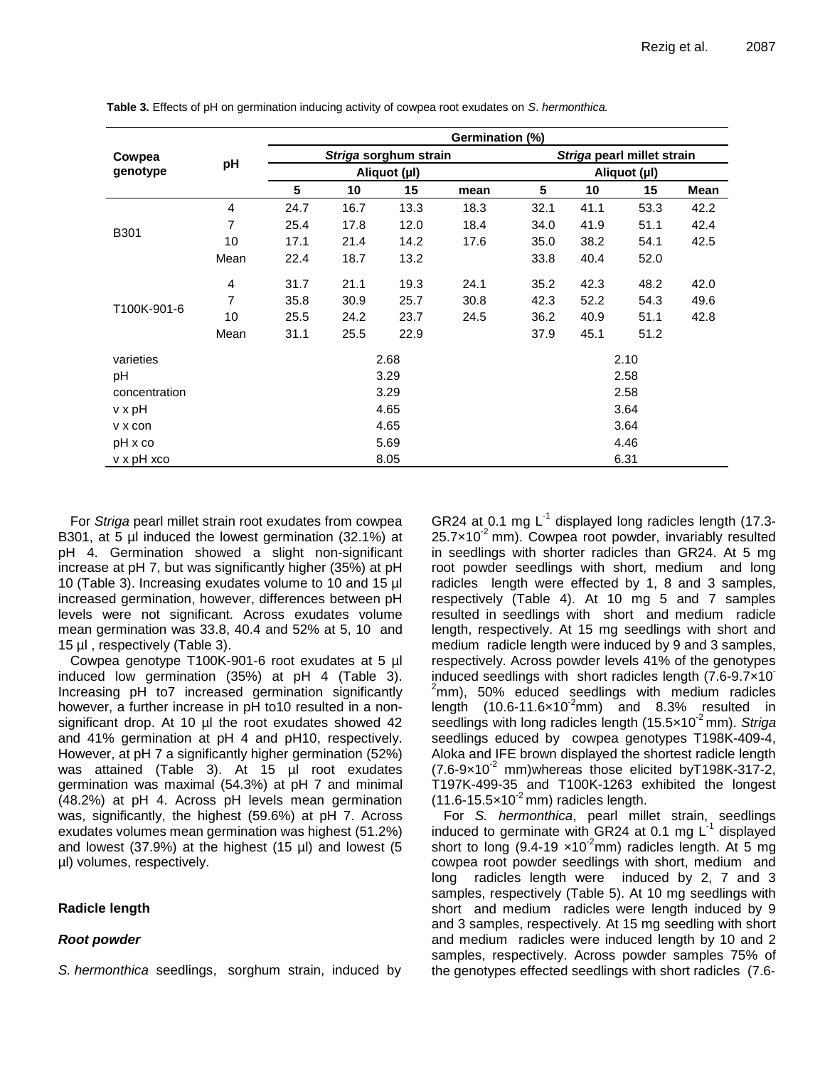**Table 3.** Effects of pH on germination inducing activity of cowpea root exudates on *S. hermonthica.*

| Cowpea genotype | pH | Germination (%) | | | | | | | |
|---|---|---|---|---|---|---|---|---|---|
| | | *Striga* sorghum strain | | | | *Striga* pearl millet strain | | | |
| | | Aliquot (µl) | | | | Aliquot (µl) | | | |
| | | 5 | 10 | 15 | mean | 5 | 10 | 15 | Mean |
| B301 | 4 | 24.7 | 16.7 | 13.3 | 18.3 | 32.1 | 41.1 | 53.3 | 42.2 |
| | 7 | 25.4 | 17.8 | 12.0 | 18.4 | 34.0 | 41.9 | 51.1 | 42.4 |
| | 10 | 17.1 | 21.4 | 14.2 | 17.6 | 35.0 | 38.2 | 54.1 | 42.5 |
| | Mean | 22.4 | 18.7 | 13.2 | | 33.8 | 40.4 | 52.0 | |
| T100K-901-6 | 4 | 31.7 | 21.1 | 19.3 | 24.1 | 35.2 | 42.3 | 48.2 | 42.0 |
| | 7 | 35.8 | 30.9 | 25.7 | 30.8 | 42.3 | 52.2 | 54.3 | 49.6 |
| | 10 | 25.5 | 24.2 | 23.7 | 24.5 | 36.2 | 40.9 | 51.1 | 42.8 |
| | Mean | 31.1 | 25.5 | 22.9 | | 37.9 | 45.1 | 51.2 | |
| varieties | | 2.68 | | | | 2.10 | | | |
| pH | | 3.29 | | | | 2.58 | | | |
| concentration | | 3.29 | | | | 2.58 | | | |
| v x pH | | 4.65 | | | | 3.64 | | | |
| v x con | | 4.65 | | | | 3.64 | | | |
| pH x co | | 5.69 | | | | 4.46 | | | |
| v x pH xco | | 8.05 | | | | 6.31 | | | |

For *Striga* pearl millet strain root exudates from cowpea B301, at 5 µl induced the lowest germination (32.1%) at pH 4. Germination showed a slight non-significant increase at pH 7, but was significantly higher (35%) at pH 10 (Table 3). Increasing exudates volume to 10 and 15 µl increased germination, however, differences between pH levels were not significant. Across exudates volume mean germination was 33.8, 40.4 and 52% at 5, 10 and 15 µl , respectively (Table 3).

Cowpea genotype T100K-901-6 root exudates at 5 µl induced low germination (35%) at pH 4 (Table 3). Increasing pH to7 increased germination significantly however, a further increase in pH to10 resulted in a non-significant drop. At 10 µl the root exudates showed 42 and 41% germination at pH 4 and pH10, respectively. However, at pH 7 a significantly higher germination (52%) was attained (Table 3). At 15 µl root exudates germination was maximal (54.3%) at pH 7 and minimal (48.2%) at pH 4. Across pH levels mean germination was, significantly, the highest (59.6%) at pH 7. Across exudates volumes mean germination was highest (51.2%) and lowest (37.9%) at the highest (15 µl) and lowest (5 µl) volumes, respectively.

### Radicle length

#### *Root powder*

*S. hermonthica* seedlings, sorghum strain, induced by GR24 at 0.1 mg $L^{-1}$ displayed long radicles length (17.3-$25.7\times10^{-2}$ mm). Cowpea root powder, invariably resulted in seedlings with shorter radicles than GR24. At 5 mg root powder seedlings with short, medium and long radicles length were effected by 1, 8 and 3 samples, respectively (Table 4). At 10 mg 5 and 7 samples resulted in seedlings with short and medium radicle length, respectively. At 15 mg seedlings with short and medium radicle length were induced by 9 and 3 samples, respectively. Across powder levels 41% of the genotypes induced seedlings with short radicles length (7.6-$9.7\times10^{-2}$mm), 50% educed seedlings with medium radicles length (10.6-$11.6\times10^{-2}$mm) and 8.3% resulted in seedlings with long radicles length ($15.5\times10^{-2}$ mm). *Striga* seedlings educed by cowpea genotypes T198K-409-4, Aloka and IFE brown displayed the shortest radicle length (7.6-$9\times10^{-2}$ mm)whereas those elicited byT198K-317-2, T197K-499-35 and T100K-1263 exhibited the longest (11.6-$15.5\times10^{-2}$ mm) radicles length.

For *S. hermonthica*, pearl millet strain, seedlings induced to germinate with GR24 at 0.1 mg $L^{-1}$ displayed short to long (9.4-19 $\times10^{-2}$mm) radicles length. At 5 mg cowpea root powder seedlings with short, medium and long radicles length were induced by 2, 7 and 3 samples, respectively (Table 5). At 10 mg seedlings with short and medium radicles were length induced by 9 and 3 samples, respectively. At 15 mg seedling with short and medium radicles were induced length by 10 and 2 samples, respectively. Across powder samples 75% of the genotypes effected seedlings with short radicles (7.6-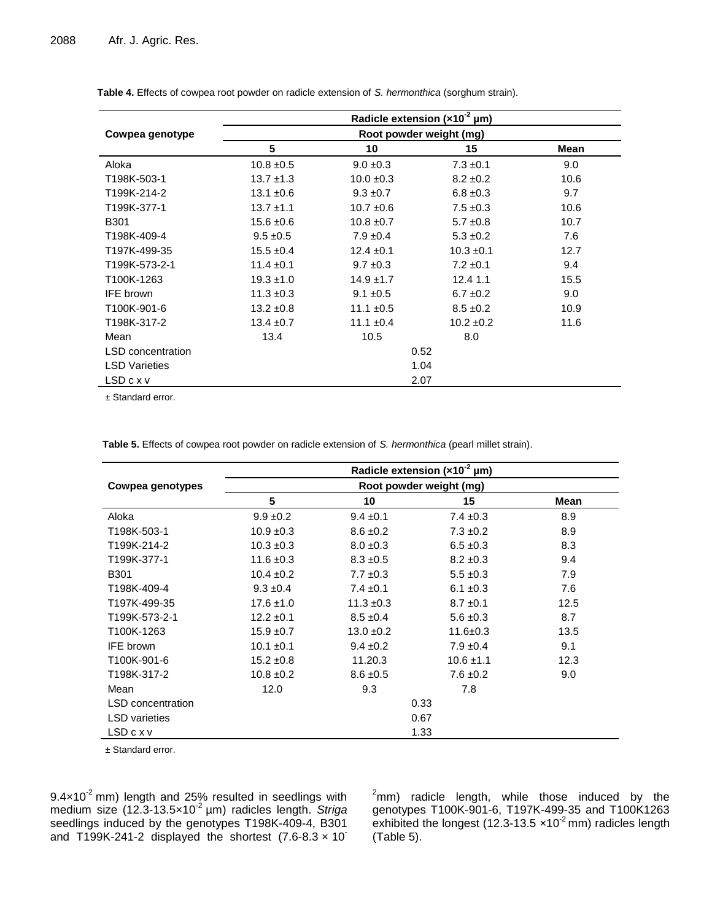**Table 4.** Effects of cowpea root powder on radicle extension of *S. hermonthica* (sorghum strain).

| Cowpea genotype | Radicle extension ($\times10^{-2}$ µm) | | | |
|---|---|---|---|---|
| | Root powder weight (mg) | | | |
| | 5 | 10 | 15 | Mean |
| Aloka | 10.8 ±0.5 | 9.0 ±0.3 | 7.3 ±0.1 | 9.0 |
| T198K-503-1 | 13.7 ±1.3 | 10.0 ±0.3 | 8.2 ±0.2 | 10.6 |
| T199K-214-2 | 13.1 ±0.6 | 9.3 ±0.7 | 6.8 ±0.3 | 9.7 |
| T199K-377-1 | 13.7 ±1.1 | 10.7 ±0.6 | 7.5 ±0.3 | 10.6 |
| B301 | 15.6 ±0.6 | 10.8 ±0.7 | 5.7 ±0.8 | 10.7 |
| T198K-409-4 | 9.5 ±0.5 | 7.9 ±0.4 | 5.3 ±0.2 | 7.6 |
| T197K-499-35 | 15.5 ±0.4 | 12.4 ±0.1 | 10.3 ±0.1 | 12.7 |
| T199K-573-2-1 | 11.4 ±0.1 | 9.7 ±0.3 | 7.2 ±0.1 | 9.4 |
| T100K-1263 | 19.3 ±1.0 | 14.9 ±1.7 | 12.4 1.1 | 15.5 |
| IFE brown | 11.3 ±0.3 | 9.1 ±0.5 | 6.7 ±0.2 | 9.0 |
| T100K-901-6 | 13.2 ±0.8 | 11.1 ±0.5 | 8.5 ±0.2 | 10.9 |
| T198K-317-2 | 13.4 ±0.7 | 11.1 ±0.4 | 10.2 ±0.2 | 11.6 |
| Mean | 13.4 | 10.5 | 8.0 | |
| LSD concentration | | 0.52 | | |
| LSD Varieties | | 1.04 | | |
| LSD c x v | | 2.07 | | |

± Standard error.

**Table 5.** Effects of cowpea root powder on radicle extension of *S. hermonthica* (pearl millet strain).

| Cowpea genotypes | Radicle extension ($\times10^{-2}$ µm) | | | |
|---|---|---|---|---|
| | Root powder weight (mg) | | | |
| | 5 | 10 | 15 | Mean |
| Aloka | 9.9 ±0.2 | 9.4 ±0.1 | 7.4 ±0.3 | 8.9 |
| T198K-503-1 | 10.9 ±0.3 | 8.6 ±0.2 | 7.3 ±0.2 | 8.9 |
| T199K-214-2 | 10.3 ±0.3 | 8.0 ±0.3 | 6.5 ±0.3 | 8.3 |
| T199K-377-1 | 11.6 ±0.3 | 8.3 ±0.5 | 8.2 ±0.3 | 9.4 |
| B301 | 10.4 ±0.2 | 7.7 ±0.3 | 5.5 ±0.3 | 7.9 |
| T198K-409-4 | 9.3 ±0.4 | 7.4 ±0.1 | 6.1 ±0.3 | 7.6 |
| T197K-499-35 | 17.6 ±1.0 | 11.3 ±0.3 | 8.7 ±0.1 | 12.5 |
| T199K-573-2-1 | 12.2 ±0.1 | 8.5 ±0.4 | 5.6 ±0.3 | 8.7 |
| T100K-1263 | 15.9 ±0.7 | 13.0 ±0.2 | 11.6±0.3 | 13.5 |
| IFE brown | 10.1 ±0.1 | 9.4 ±0.2 | 7.9 ±0.4 | 9.1 |
| T100K-901-6 | 15.2 ±0.8 | 11.20.3 | 10.6 ±1.1 | 12.3 |
| T198K-317-2 | 10.8 ±0.2 | 8.6 ±0.5 | 7.6 ±0.2 | 9.0 |
| Mean | 12.0 | 9.3 | 7.8 | |
| LSD concentration | | 0.33 | | |
| LSD varieties | | 0.67 | | |
| LSD c x v | | 1.33 | | |

± Standard error.

$9.4\times10^{-2}$ mm) length and 25% resulted in seedlings with medium size ($12.3$-$13.5\times10^{-2}$ µm) radicles length. *Striga* seedlings induced by the genotypes T198K-409-4, B301 and T199K-241-2 displayed the shortest ($7.6$-$8.3 \times 10^{-2}$mm) radicle length, while those induced by the genotypes T100K-901-6, T197K-499-35 and T100K1263 exhibited the longest ($12.3$-$13.5 \times10^{-2}$ mm) radicles length (Table 5).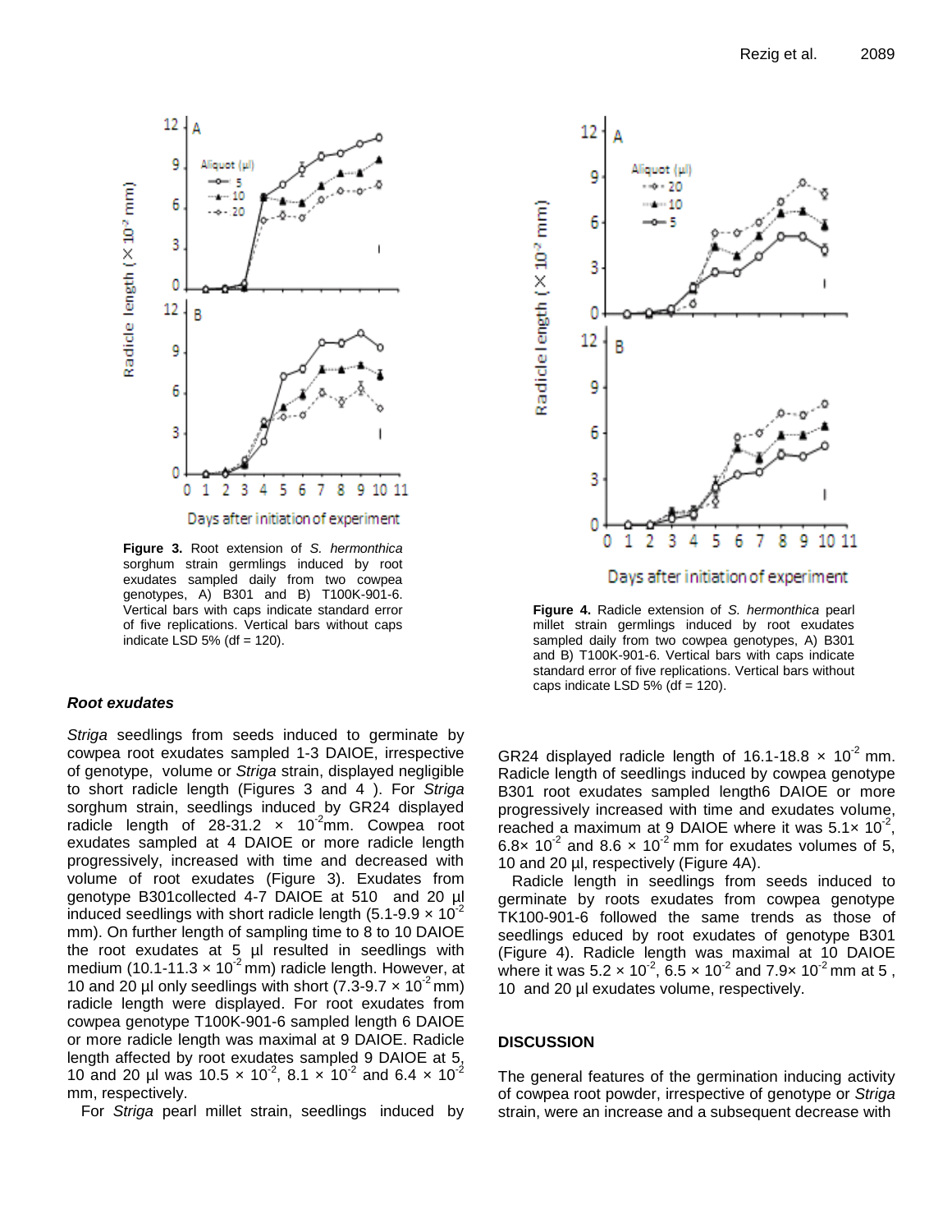**Figure 3.** Root extension of *S. hermonthica* sorghum strain germlings induced by root exudates sampled daily from two cowpea genotypes, A) B301 and B) T100K-901-6. Vertical bars with caps indicate standard error of five replications. Vertical bars without caps indicate LSD 5% (df = 120).

**Figure 4.** Radicle extension of *S. hermonthica* pearl millet strain germlings induced by root exudates sampled daily from two cowpea genotypes, A) B301 and B) T100K-901-6. Vertical bars with caps indicate standard error of five replications. Vertical bars without caps indicate LSD 5% (df = 120).

### *Root exudates*

*Striga* seedlings from seeds induced to germinate by cowpea root exudates sampled 1-3 DAIOE, irrespective of genotype, volume or *Striga* strain, displayed negligible to short radicle length (Figures 3 and 4 ). For *Striga* sorghum strain, seedlings induced by GR24 displayed radicle length of 28-31.2 × $10^{-2}$mm. Cowpea root exudates sampled at 4 DAIOE or more radicle length progressively, increased with time and decreased with volume of root exudates (Figure 3). Exudates from genotype B301collected 4-7 DAIOE at 510 and 20 µl induced seedlings with short radicle length (5.1-9.9 × $10^{-2}$ mm). On further length of sampling time to 8 to 10 DAIOE the root exudates at 5 µl resulted in seedlings with medium (10.1-11.3 × $10^{-2}$ mm) radicle length. However, at 10 and 20 µl only seedlings with short (7.3-9.7 × $10^{-2}$ mm) radicle length were displayed. For root exudates from cowpea genotype T100K-901-6 sampled length 6 DAIOE or more radicle length was maximal at 9 DAIOE. Radicle length affected by root exudates sampled 9 DAIOE at 5, 10 and 20 µl was 10.5 × $10^{-2}$, 8.1 × $10^{-2}$ and 6.4 × $10^{-2}$ mm, respectively.

For *Striga* pearl millet strain, seedlings induced by GR24 displayed radicle length of 16.1-18.8 × $10^{-2}$ mm. Radicle length of seedlings induced by cowpea genotype B301 root exudates sampled length6 DAIOE or more progressively increased with time and exudates volume, reached a maximum at 9 DAIOE where it was 5.1× $10^{-2}$, 6.8× $10^{-2}$ and 8.6 × $10^{-2}$ mm for exudates volumes of 5, 10 and 20 µl, respectively (Figure 4A).

Radicle length in seedlings from seeds induced to germinate by roots exudates from cowpea genotype TK100-901-6 followed the same trends as those of seedlings educed by root exudates of genotype B301 (Figure 4). Radicle length was maximal at 10 DAIOE where it was 5.2 × $10^{-2}$, 6.5 × $10^{-2}$ and 7.9× $10^{-2}$ mm at 5 , 10 and 20 µl exudates volume, respectively.

## DISCUSSION

The general features of the germination inducing activity of cowpea root powder, irrespective of genotype or *Striga* strain, were an increase and a subsequent decrease with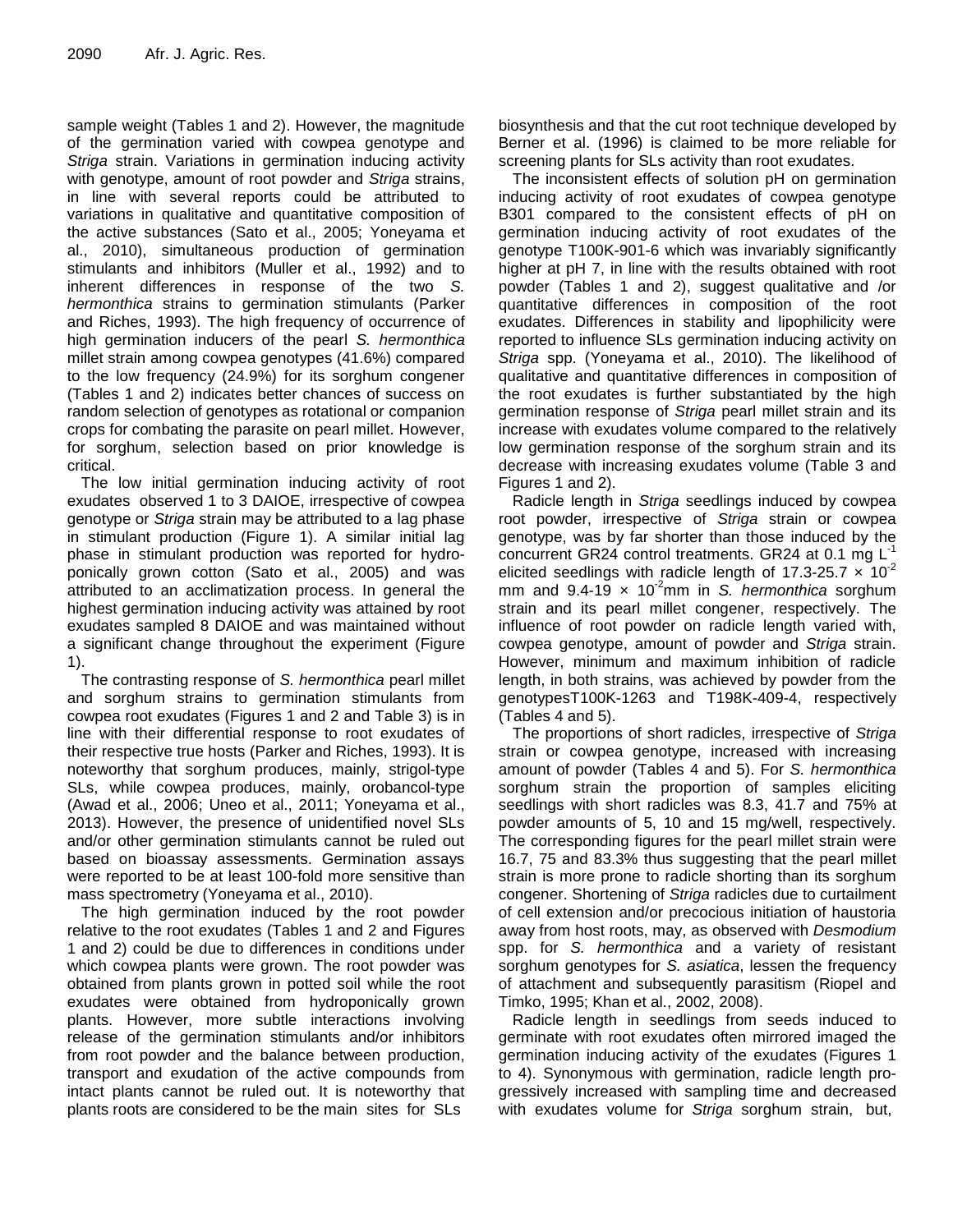sample weight (Tables 1 and 2). However, the magnitude of the germination varied with cowpea genotype and *Striga* strain. Variations in germination inducing activity with genotype, amount of root powder and *Striga* strains, in line with several reports could be attributed to variations in qualitative and quantitative composition of the active substances (Sato et al., 2005; Yoneyama et al., 2010), simultaneous production of germination stimulants and inhibitors (Muller et al., 1992) and to inherent differences in response of the two *S. hermonthica* strains to germination stimulants (Parker and Riches, 1993). The high frequency of occurrence of high germination inducers of the pearl *S. hermonthica* millet strain among cowpea genotypes (41.6%) compared to the low frequency (24.9%) for its sorghum congener (Tables 1 and 2) indicates better chances of success on random selection of genotypes as rotational or companion crops for combating the parasite on pearl millet. However, for sorghum, selection based on prior knowledge is critical.

The low initial germination inducing activity of root exudates observed 1 to 3 DAIOE, irrespective of cowpea genotype or *Striga* strain may be attributed to a lag phase in stimulant production (Figure 1). A similar initial lag phase in stimulant production was reported for hydroponically grown cotton (Sato et al., 2005) and was attributed to an acclimatization process. In general the highest germination inducing activity was attained by root exudates sampled 8 DAIOE and was maintained without a significant change throughout the experiment (Figure 1).

The contrasting response of *S. hermonthica* pearl millet and sorghum strains to germination stimulants from cowpea root exudates (Figures 1 and 2 and Table 3) is in line with their differential response to root exudates of their respective true hosts (Parker and Riches, 1993). It is noteworthy that sorghum produces, mainly, strigol-type SLs, while cowpea produces, mainly, orobancol-type (Awad et al., 2006; Uneo et al., 2011; Yoneyama et al., 2013). However, the presence of unidentified novel SLs and/or other germination stimulants cannot be ruled out based on bioassay assessments. Germination assays were reported to be at least 100-fold more sensitive than mass spectrometry (Yoneyama et al., 2010).

The high germination induced by the root powder relative to the root exudates (Tables 1 and 2 and Figures 1 and 2) could be due to differences in conditions under which cowpea plants were grown. The root powder was obtained from plants grown in potted soil while the root exudates were obtained from hydroponically grown plants. However, more subtle interactions involving release of the germination stimulants and/or inhibitors from root powder and the balance between production, transport and exudation of the active compounds from intact plants cannot be ruled out. It is noteworthy that plants roots are considered to be the main sites for SLs biosynthesis and that the cut root technique developed by Berner et al. (1996) is claimed to be more reliable for screening plants for SLs activity than root exudates.

The inconsistent effects of solution pH on germination inducing activity of root exudates of cowpea genotype B301 compared to the consistent effects of pH on germination inducing activity of root exudates of the genotype T100K-901-6 which was invariably significantly higher at pH 7, in line with the results obtained with root powder (Tables 1 and 2), suggest qualitative and /or quantitative differences in composition of the root exudates. Differences in stability and lipophilicity were reported to influence SLs germination inducing activity on *Striga* spp. (Yoneyama et al., 2010). The likelihood of qualitative and quantitative differences in composition of the root exudates is further substantiated by the high germination response of *Striga* pearl millet strain and its increase with exudates volume compared to the relatively low germination response of the sorghum strain and its decrease with increasing exudates volume (Table 3 and Figures 1 and 2).

Radicle length in *Striga* seedlings induced by cowpea root powder, irrespective of *Striga* strain or cowpea genotype, was by far shorter than those induced by the concurrent GR24 control treatments. GR24 at 0.1 mg $L^{-1}$ elicited seedlings with radicle length of 17.3-25.7 $\times$ $10^{-2}$ mm and 9.4-19 $\times$ $10^{-2}$mm in *S. hermonthica* sorghum strain and its pearl millet congener, respectively. The influence of root powder on radicle length varied with, cowpea genotype, amount of powder and *Striga* strain. However, minimum and maximum inhibition of radicle length, in both strains, was achieved by powder from the genotypesT100K-1263 and T198K-409-4, respectively (Tables 4 and 5).

The proportions of short radicles, irrespective of *Striga* strain or cowpea genotype, increased with increasing amount of powder (Tables 4 and 5). For *S. hermonthica* sorghum strain the proportion of samples eliciting seedlings with short radicles was 8.3, 41.7 and 75% at powder amounts of 5, 10 and 15 mg/well, respectively. The corresponding figures for the pearl millet strain were 16.7, 75 and 83.3% thus suggesting that the pearl millet strain is more prone to radicle shorting than its sorghum congener. Shortening of *Striga* radicles due to curtailment of cell extension and/or precocious initiation of haustoria away from host roots, may, as observed with *Desmodium* spp. for *S. hermonthica* and a variety of resistant sorghum genotypes for *S. asiatica*, lessen the frequency of attachment and subsequently parasitism (Riopel and Timko, 1995; Khan et al., 2002, 2008).

Radicle length in seedlings from seeds induced to germinate with root exudates often mirrored imaged the germination inducing activity of the exudates (Figures 1 to 4). Synonymous with germination, radicle length progressively increased with sampling time and decreased with exudates volume for *Striga* sorghum strain, but,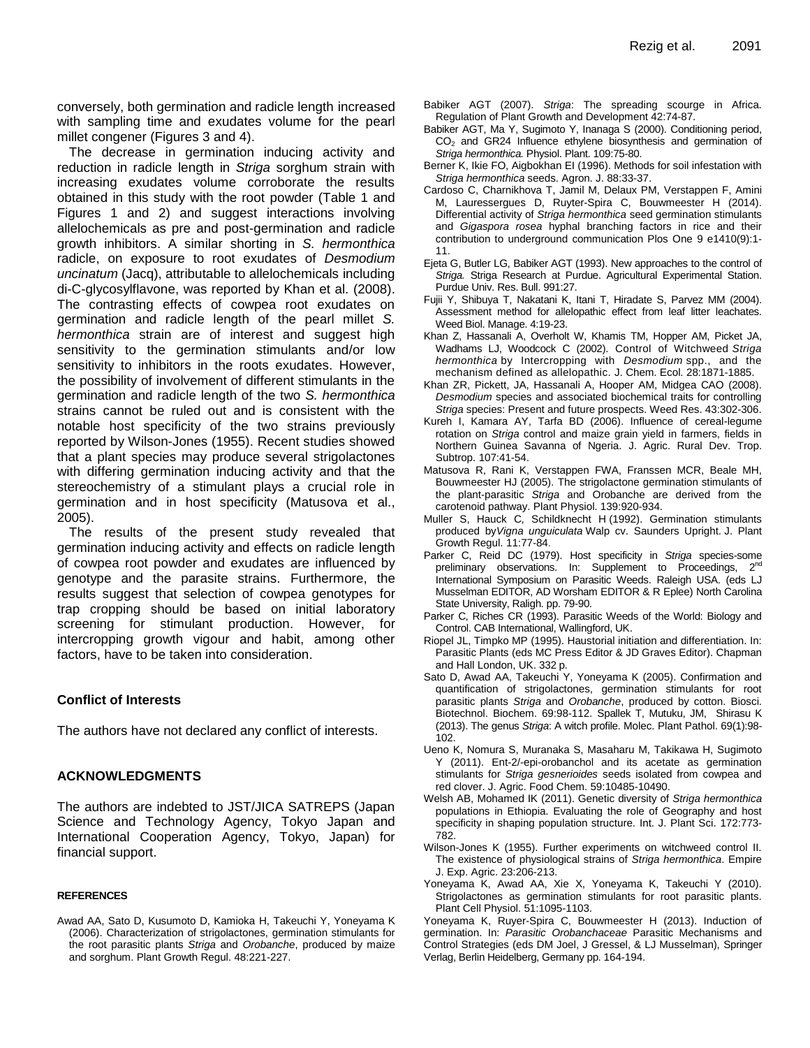conversely, both germination and radicle length increased with sampling time and exudates volume for the pearl millet congener (Figures 3 and 4).

The decrease in germination inducing activity and reduction in radicle length in *Striga* sorghum strain with increasing exudates volume corroborate the results obtained in this study with the root powder (Table 1 and Figures 1 and 2) and suggest interactions involving allelochemicals as pre and post-germination and radicle growth inhibitors. A similar shorting in *S. hermonthica* radicle, on exposure to root exudates of *Desmodium uncinatum* (Jacq), attributable to allelochemicals including di-C-glycosylflavone, was reported by Khan et al. (2008). The contrasting effects of cowpea root exudates on germination and radicle length of the pearl millet *S. hermonthica* strain are of interest and suggest high sensitivity to the germination stimulants and/or low sensitivity to inhibitors in the roots exudates. However, the possibility of involvement of different stimulants in the germination and radicle length of the two *S. hermonthica* strains cannot be ruled out and is consistent with the notable host specificity of the two strains previously reported by Wilson-Jones (1955). Recent studies showed that a plant species may produce several strigolactones with differing germination inducing activity and that the stereochemistry of a stimulant plays a crucial role in germination and in host specificity (Matusova et al., 2005).

The results of the present study revealed that germination inducing activity and effects on radicle length of cowpea root powder and exudates are influenced by genotype and the parasite strains. Furthermore, the results suggest that selection of cowpea genotypes for trap cropping should be based on initial laboratory screening for stimulant production. However, for intercropping growth vigour and habit, among other factors, have to be taken into consideration.

## Conflict of Interests

The authors have not declared any conflict of interests.

## ACKNOWLEDGMENTS

The authors are indebted to JST/JICA SATREPS (Japan Science and Technology Agency, Tokyo Japan and International Cooperation Agency, Tokyo, Japan) for financial support.

## REFERENCES

Awad AA, Sato D, Kusumoto D, Kamioka H, Takeuchi Y, Yoneyama K (2006). Characterization of strigolactones, germination stimulants for the root parasitic plants *Striga* and *Orobanche*, produced by maize and sorghum. Plant Growth Regul. 48:221-227.

Babiker AGT (2007). *Striga*: The spreading scourge in Africa. Regulation of Plant Growth and Development 42:74-87.

Babiker AGT, Ma Y, Sugimoto Y, Inanaga S (2000). Conditioning period, $CO_2$ and GR24 Influence ethylene biosynthesis and germination of *Striga hermonthica.* Physiol. Plant. 109:75-80.

Berner K, Ikie FO, Aigbokhan EI (1996). Methods for soil infestation with *Striga hermonthica* seeds. Agron. J. 88:33-37.

Cardoso C, Charnikhova T, Jamil M, Delaux PM, Verstappen F, Amini M, Lauressergues D, Ruyter-Spira C, Bouwmeester H (2014). Differential activity of *Striga hermonthica* seed germination stimulants and *Gigaspora rosea* hyphal branching factors in rice and their contribution to underground communication Plos One 9 e1410(9):1-11.

Ejeta G, Butler LG, Babiker AGT (1993). New approaches to the control of *Striga.* Striga Research at Purdue. Agricultural Experimental Station. Purdue Univ. Res. Bull. 991:27.

Fujii Y, Shibuya T, Nakatani K, Itani T, Hiradate S, Parvez MM (2004). Assessment method for allelopathic effect from leaf litter leachates. Weed Biol. Manage. 4:19-23.

Khan Z, Hassanali A, Overholt W, Khamis TM, Hopper AM, Picket JA, Wadhams LJ, Woodcock C (2002). Control of Witchweed *Striga hermonthica* by Intercropping with *Desmodium* spp., and the mechanism defined as allelopathic. J. Chem. Ecol. 28:1871-1885.

Khan ZR, Pickett, JA, Hassanali A, Hooper AM, Midgea CAO (2008). *Desmodium* species and associated biochemical traits for controlling *Striga* species: Present and future prospects. Weed Res. 43:302-306.

Kureh I, Kamara AY, Tarfa BD (2006). Influence of cereal-legume rotation on *Striga* control and maize grain yield in farmers, fields in Northern Guinea Savanna of Ngeria. J. Agric. Rural Dev. Trop. Subtrop. 107:41-54.

Matusova R, Rani K, Verstappen FWA, Franssen MCR, Beale MH, Bouwmeester HJ (2005). The strigolactone germination stimulants of the plant-parasitic *Striga* and Orobanche are derived from the carotenoid pathway. Plant Physiol. 139:920-934.

Muller S, Hauck C, Schildknecht H (1992). Germination stimulants produced by*Vigna unguiculata* Walp cv. Saunders Upright. J. Plant Growth Regul. 11:77-84.

Parker C, Reid DC (1979). Host specificity in *Striga* species-some preliminary observations. In: Supplement to Proceedings, 2nd International Symposium on Parasitic Weeds. Raleigh USA. (eds LJ Musselman EDITOR, AD Worsham EDITOR & R Eplee) North Carolina State University, Raligh. pp. 79-90.

Parker C, Riches CR (1993). Parasitic Weeds of the World: Biology and Control. CAB International, Wallingford, UK.

Riopel JL, Timpko MP (1995). Haustorial initiation and differentiation. In: Parasitic Plants (eds MC Press Editor & JD Graves Editor). Chapman and Hall London, UK. 332 p.

Sato D, Awad AA, Takeuchi Y, Yoneyama K (2005). Confirmation and quantification of strigolactones, germination stimulants for root parasitic plants *Striga* and *Orobanche*, produced by cotton. Biosci. Biotechnol. Biochem. 69:98-112. Spallek T, Mutuku, JM, Shirasu K (2013). The genus *Striga*: A witch profile. Molec. Plant Pathol. 69(1):98-102.

Ueno K, Nomura S, Muranaka S, Masaharu M, Takikawa H, Sugimoto Y (2011). Ent-2/-epi-orobanchol and its acetate as germination stimulants for *Striga gesnerioides* seeds isolated from cowpea and red clover. J. Agric. Food Chem. 59:10485-10490.

Welsh AB, Mohamed IK (2011). Genetic diversity of *Striga hermonthica* populations in Ethiopia. Evaluating the role of Geography and host specificity in shaping population structure. Int. J. Plant Sci. 172:773-782.

Wilson-Jones K (1955). Further experiments on witchweed control II. The existence of physiological strains of *Striga hermonthica*. Empire J. Exp. Agric. 23:206-213.

Yoneyama K, Awad AA, Xie X, Yoneyama K, Takeuchi Y (2010). Strigolactones as germination stimulants for root parasitic plants. Plant Cell Physiol. 51:1095-1103.

Yoneyama K, Ruyer-Spira C, Bouwmeester H (2013). Induction of germination. In: *Parasitic Orobanchaceae* Parasitic Mechanisms and Control Strategies (eds DM Joel, J Gressel, & LJ Musselman), Springer Verlag, Berlin Heidelberg, Germany pp. 164-194.